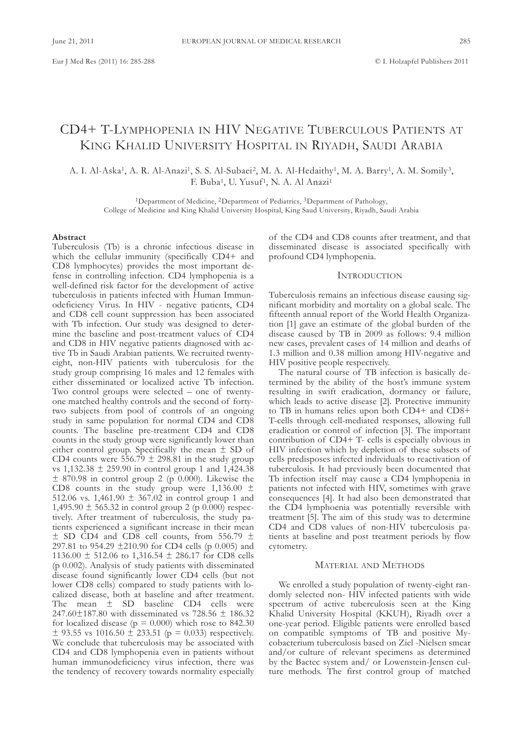# CD4+ T-Lymphopenia in HIV Negative Tuberculous Patients at King Khalid University Hospital in Riyadh, Saudi Arabia

A. I. Al-Aska[1], A. R. Al-Anazi[1], S. S. Al-Subaei[2], M. A. Al-Hedaithy[1], M. A. Barry[1], A. M. Somily[3], F. Buba[1], U. Yusuf[1], N. A. Al Anazi[1]

[1]Department of Medicine, [2]Department of Pediatrics, [3]Department of Pathology, College of Medicine and King Khalid University Hospital, King Saud University, Riyadh, Saudi Arabia

## Abstract

Tuberculosis (Tb) is a chronic infectious disease in which the cellular immunity (specifically CD4+ and CD8 lymphocytes) provides the most important defense in controlling infection. CD4 lymphopenia is a well-defined risk factor for the development of active tuberculosis in patients infected with Human Immunodeficiency Virus. In HIV - negative patients, CD4 and CD8 cell count suppression has been associated with Tb infection. Our study was designed to determine the baseline and post-treatment values of CD4 and CD8 in HIV negative patients diagnosed with active Tb in Saudi Arabian patients. We recruited twenty-eight, non-HIV patients with tuberculosis for the study group comprising 16 males and 12 females with either disseminated or localized active Tb infection. Two control groups were selected – one of twenty-one matched healthy controls and the second of forty-two subjects from pool of controls of an ongoing study in same population for normal CD4 and CD8 counts. The baseline pre-treatment CD4 and CD8 counts in the study group were significantly lower than either control group. Specifically the mean ± SD of CD4 counts were 556.79 ± 298.81 in the study group vs 1,132.38 ± 259.90 in control group 1 and 1,424.38 ± 870.98 in control group 2 (p 0.000). Likewise the CD8 counts in the study group were 1,136.00 ± 512.06 vs. 1,461.90 ± 367.02 in control group 1 and 1,495.90 ± 565.32 in control group 2 (p 0.000) respectively. After treatment of tuberculosis, the study patients experienced a significant increase in their mean ± SD CD4 and CD8 cell counts, from 556.79 ± 297.81 to 954.29 ±210.90 for CD4 cells (p 0.005) and 1136.00 ± 512.06 to 1,316.54 ± 286.17 for CD8 cells (p 0.002). Analysis of study patients with disseminated disease found significantly lower CD4 cells (but not lower CD8 cells) compared to study patients with localized disease, both at baseline and after treatment. The mean ± SD baseline CD4 cells were 247.60±187.80 with disseminated vs 728.56 ± 186.32 for localized disease (p = 0.000) which rose to 842.30 ± 93.55 vs 1016.50 ± 233.51 (p = 0.033) respectively. We conclude that tuberculosis may be associated with CD4 and CD8 lymphopenia even in patients without human immunodeficiency virus infection, there was the tendency of recovery towards normality especially of the CD4 and CD8 counts after treatment, and that disseminated disease is associated specifically with profound CD4 lymphopenia.

## Introduction

Tuberculosis remains an infectious disease causing significant morbidity and mortality on a global scale. The fifteenth annual report of the World Health Organization [1] gave an estimate of the global burden of the disease caused by TB in 2009 as follows: 9.4 million new cases, prevalent cases of 14 million and deaths of 1.3 million and 0.38 million among HIV-negative and HIV positive people respectively.

The natural course of TB infection is basically determined by the ability of the host's immune system resulting in swift eradication, dormancy or failure, which leads to active disease [2]. Protective immunity to TB in humans relies upon both CD4+ and CD8+ T-cells through cell-mediated responses, allowing full eradication or control of infection [3]. The important contribution of CD4+ T- cells is especially obvious in HIV infection which by depletion of these subsets of cells predisposes infected individuals to reactivation of tuberculosis. It had previously been documented that Tb infection itself may cause a CD4 lymphopenia in patients not infected with HIV, sometimes with grave consequences [4]. It had also been demonstrated that the CD4 lymphoenia was potentially reversible with treatment [5]. The aim of this study was to determine CD4 and CD8 values of non-HIV tuberculosis patients at baseline and post treatment periods by flow cytometry.

## Material and Methods

We enrolled a study population of twenty-eight randomly selected non- HIV infected patients with wide spectrum of active tuberculosis seen at the King Khalid University Hospital (KKUH), Riyadh over a one-year period. Eligible patients were enrolled based on compatible symptoms of TB and positive Mycobacterium tuberculosis based on Ziel -Nielsen smear and/or culture of relevant specimens as determined by the Bactec system and/ or Lowenstein-Jensen culture methods. The first control group of matched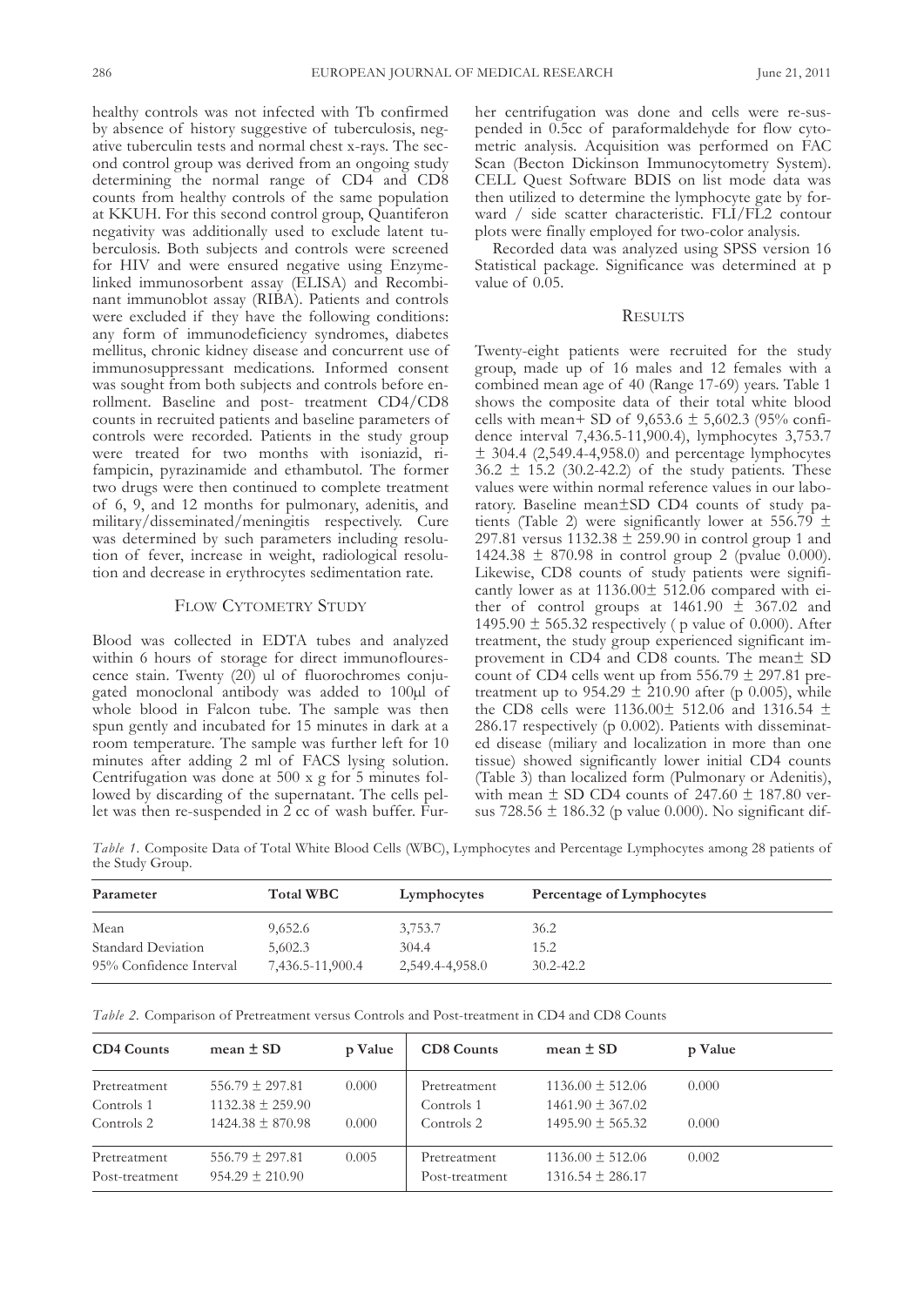healthy controls was not infected with Tb confirmed by absence of history suggestive of tuberculosis, negative tuberculin tests and normal chest x-rays. The second control group was derived from an ongoing study determining the normal range of CD4 and CD8 counts from healthy controls of the same population at KKUH. For this second control group, Quantiferon negativity was additionally used to exclude latent tuberculosis. Both subjects and controls were screened for HIV and were ensured negative using Enzyme-linked immunosorbent assay (ELISA) and Recombinant immunoblot assay (RIBA). Patients and controls were excluded if they have the following conditions: any form of immunodeficiency syndromes, diabetes mellitus, chronic kidney disease and concurrent use of immunosuppressant medications. Informed consent was sought from both subjects and controls before enrollment. Baseline and post- treatment CD4/CD8 counts in recruited patients and baseline parameters of controls were recorded. Patients in the study group were treated for two months with isoniazid, rifampicin, pyrazinamide and ethambutol. The former two drugs were then continued to complete treatment of 6, 9, and 12 months for pulmonary, adenitis, and military/disseminated/meningitis respectively. Cure was determined by such parameters including resolution of fever, increase in weight, radiological resolution and decrease in erythrocytes sedimentation rate.

## Flow Cytometry Study

Blood was collected in EDTA tubes and analyzed within 6 hours of storage for direct immunofluorescence stain. Twenty (20) ul of fluorochromes conjugated monoclonal antibody was added to 100µl of whole blood in Falcon tube. The sample was then spun gently and incubated for 15 minutes in dark at a room temperature. The sample was further left for 10 minutes after adding 2 ml of FACS lysing solution. Centrifugation was done at 500 x g for 5 minutes followed by discarding of the supernatant. The cells pellet was then re-suspended in 2 cc of wash buffer. Further centrifugation was done and cells were re-suspended in 0.5cc of paraformaldehyde for flow cytometric analysis. Acquisition was performed on FAC Scan (Becton Dickinson Immunocytometry System). CELL Quest Software BDIS on list mode data was then utilized to determine the lymphocyte gate by forward / side scatter characteristic. FLI/FL2 contour plots were finally employed for two-color analysis.

Recorded data was analyzed using SPSS version 16 Statistical package. Significance was determined at p value of 0.05.

## Results

Twenty-eight patients were recruited for the study group, made up of 16 males and 12 females with a combined mean age of 40 (Range 17-69) years. Table 1 shows the composite data of their total white blood cells with mean+ SD of 9,653.6 ± 5,602.3 (95% confidence interval 7,436.5-11,900.4), lymphocytes 3,753.7 ± 304.4 (2,549.4-4,958.0) and percentage lymphocytes 36.2 ± 15.2 (30.2-42.2) of the study patients. These values were within normal reference values in our laboratory. Baseline mean±SD CD4 counts of study patients (Table 2) were significantly lower at 556.79 ± 297.81 versus 1132.38 ± 259.90 in control group 1 and 1424.38 ± 870.98 in control group 2 (pvalue 0.000). Likewise, CD8 counts of study patients were significantly lower as at 1136.00± 512.06 compared with either of control groups at 1461.90 ± 367.02 and 1495.90 ± 565.32 respectively ( p value of 0.000). After treatment, the study group experienced significant improvement in CD4 and CD8 counts. The mean± SD count of CD4 cells went up from 556.79 ± 297.81 pretreatment up to 954.29 ± 210.90 after (p 0.005), while the CD8 cells were 1136.00± 512.06 and 1316.54 ± 286.17 respectively (p 0.002). Patients with disseminated disease (miliary and localization in more than one tissue) showed significantly lower initial CD4 counts (Table 3) than localized form (Pulmonary or Adenitis), with mean ± SD CD4 counts of 247.60 ± 187.80 versus 728.56 ± 186.32 (p value 0.000). No significant dif-

*Table 1.* Composite Data of Total White Blood Cells (WBC), Lymphocytes and Percentage Lymphocytes among 28 patients of the Study Group.

| Parameter | Total WBC | Lymphocytes | Percentage of Lymphocytes |
|---|---|---|---|
| Mean | 9,652.6 | 3,753.7 | 36.2 |
| Standard Deviation | 5,602.3 | 304.4 | 15.2 |
| 95% Confidence Interval | 7,436.5-11,900.4 | 2,549.4-4,958.0 | 30.2-42.2 |

*Table 2.* Comparison of Pretreatment versus Controls and Post-treatment in CD4 and CD8 Counts

| CD4 Counts | mean ± SD | p Value | CD8 Counts | mean ± SD | p Value |
|---|---|---|---|---|---|
| Pretreatment | 556.79 ± 297.81 | 0.000 | Pretreatment | 1136.00 ± 512.06 | 0.000 |
| Controls 1 | 1132.38 ± 259.90 | | Controls 1 | 1461.90 ± 367.02 | |
| Controls 2 | 1424.38 ± 870.98 | 0.000 | Controls 2 | 1495.90 ± 565.32 | 0.000 |
| Pretreatment | 556.79 ± 297.81 | 0.005 | Pretreatment | 1136.00 ± 512.06 | 0.002 |
| Post-treatment | 954.29 ± 210.90 | | Post-treatment | 1316.54 ± 286.17 | |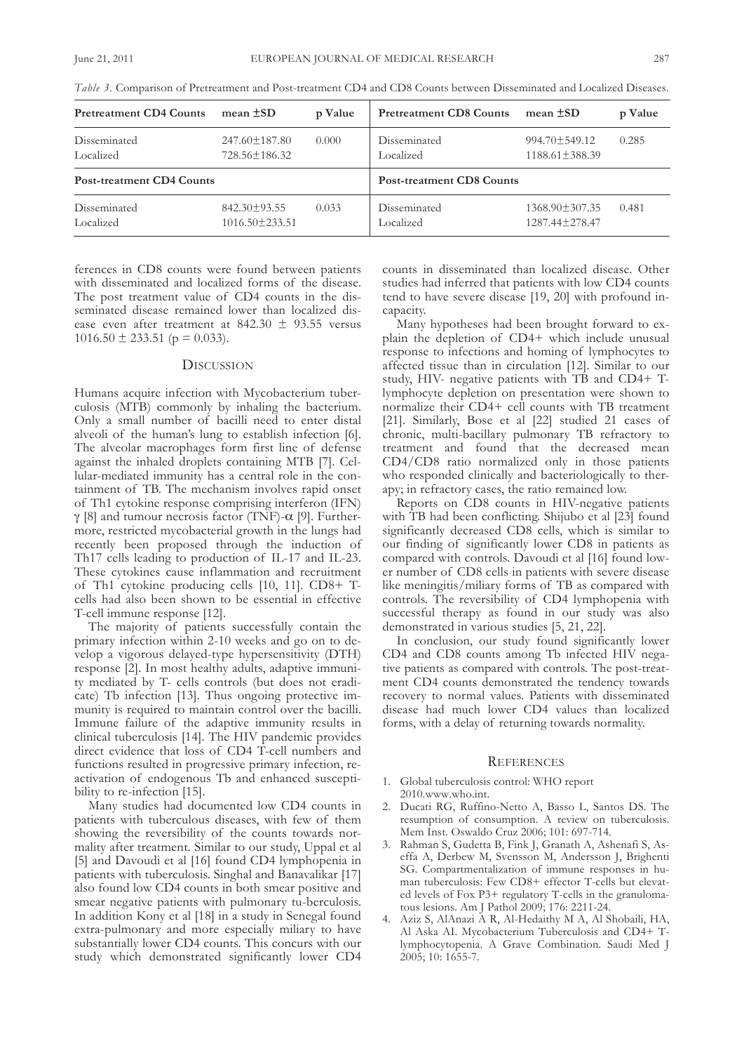*Table 3.* Comparison of Pretreatment and Post-treatment CD4 and CD8 Counts between Disseminated and Localized Diseases.

| Pretreatment CD4 Counts | mean ±SD | p Value | Pretreatment CD8 Counts | mean ±SD | p Value |
|---|---|---|---|---|---|
| Disseminated | 247.60±187.80 | 0.000 | Disseminated | 994.70±549.12 | 0.285 |
| Localized | 728.56±186.32 | | Localized | 1188.61±388.39 | |
| **Post-treatment CD4 Counts** | | | **Post-treatment CD8 Counts** | | |
| Disseminated | 842.30±93.55 | 0.033 | Disseminated | 1368.90±307.35 | 0.481 |
| Localized | 1016.50±233.51 | | Localized | 1287.44±278.47 | |

ferences in CD8 counts were found between patients with disseminated and localized forms of the disease. The post treatment value of CD4 counts in the disseminated disease remained lower than localized disease even after treatment at 842.30 ± 93.55 versus 1016.50 ± 233.51 ($p = 0.033$).

## Discussion

Humans acquire infection with Mycobacterium tuberculosis (MTB) commonly by inhaling the bacterium. Only a small number of bacilli need to enter distal alveoli of the human's lung to establish infection [6]. The alveolar macrophages form first line of defense against the inhaled droplets containing MTB [7]. Cellular-mediated immunity has a central role in the containment of TB. The mechanism involves rapid onset of Th1 cytokine response comprising interferon (IFN) γ [8] and tumour necrosis factor (TNF)-α [9]. Furthermore, restricted mycobacterial growth in the lungs had recently been proposed through the induction of Th17 cells leading to production of IL-17 and IL-23. These cytokines cause inflammation and recruitment of Th1 cytokine producing cells [10, 11]. CD8+ T-cells had also been shown to be essential in effective T-cell immune response [12].

The majority of patients successfully contain the primary infection within 2-10 weeks and go on to develop a vigorous delayed-type hypersensitivity (DTH) response [2]. In most healthy adults, adaptive immunity mediated by T- cells controls (but does not eradicate) Tb infection [13]. Thus ongoing protective immunity is required to maintain control over the bacilli. Immune failure of the adaptive immunity results in clinical tuberculosis [14]. The HIV pandemic provides direct evidence that loss of CD4 T-cell numbers and functions resulted in progressive primary infection, reactivation of endogenous Tb and enhanced susceptibility to re-infection [15].

Many studies had documented low CD4 counts in patients with tuberculous diseases, with few of them showing the reversibility of the counts towards normality after treatment. Similar to our study, Uppal et al [5] and Davoudi et al [16] found CD4 lymphopenia in patients with tuberculosis. Singhal and Banavalikar [17] also found low CD4 counts in both smear positive and smear negative patients with pulmonary tu-berculosis. In addition Kony et al [18] in a study in Senegal found extra-pulmonary and more especially miliary to have substantially lower CD4 counts. This concurs with our study which demonstrated significantly lower CD4 counts in disseminated than localized disease. Other studies had inferred that patients with low CD4 counts tend to have severe disease [19, 20] with profound incapacity.

Many hypotheses had been brought forward to explain the depletion of CD4+ which include unusual response to infections and homing of lymphocytes to affected tissue than in circulation [12]. Similar to our study, HIV- negative patients with TB and CD4+ T-lymphocyte depletion on presentation were shown to normalize their CD4+ cell counts with TB treatment [21]. Similarly, Bose et al [22] studied 21 cases of chronic, multi-bacillary pulmonary TB refractory to treatment and found that the decreased mean CD4/CD8 ratio normalized only in those patients who responded clinically and bacteriologically to therapy; in refractory cases, the ratio remained low.

Reports on CD8 counts in HIV-negative patients with TB had been conflicting. Shijubo et al [23] found significantly decreased CD8 cells, which is similar to our finding of significantly lower CD8 in patients as compared with controls. Davoudi et al [16] found lower number of CD8 cells in patients with severe disease like meningitis/miliary forms of TB as compared with controls. The reversibility of CD4 lymphopenia with successful therapy as found in our study was also demonstrated in various studies [5, 21, 22].

In conclusion, our study found significantly lower CD4 and CD8 counts among Tb infected HIV negative patients as compared with controls. The post-treatment CD4 counts demonstrated the tendency towards recovery to normal values. Patients with disseminated disease had much lower CD4 values than localized forms, with a delay of returning towards normality.

## References

1. Global tuberculosis control: WHO report 2010.www.who.int.
2. Ducati RG, Ruffino-Netto A, Basso L, Santos DS. The resumption of consumption. A review on tuberculosis. Mem Inst. Oswaldo Cruz 2006; 101: 697-714.
3. Rahman S, Gudetta B, Fink J, Granath A, Ashenafi S, Aseffa A, Derbew M, Svensson M, Andersson J, Brighenti SG. Compartmentalization of immune responses in human tuberculosis: Few CD8+ effector T-cells but elevated levels of Fox P3+ regulatory T-cells in the granulomatous lesions. Am J Pathol 2009; 176: 2211-24.
4. Aziz S, AlAnazi A R, Al-Hedaithy M A, Al Shobaili, HA, Al Aska AI. Mycobacterium Tuberculosis and CD4+ T-lymphocytopenia. A Grave Combination. Saudi Med J 2005; 10: 1655-7.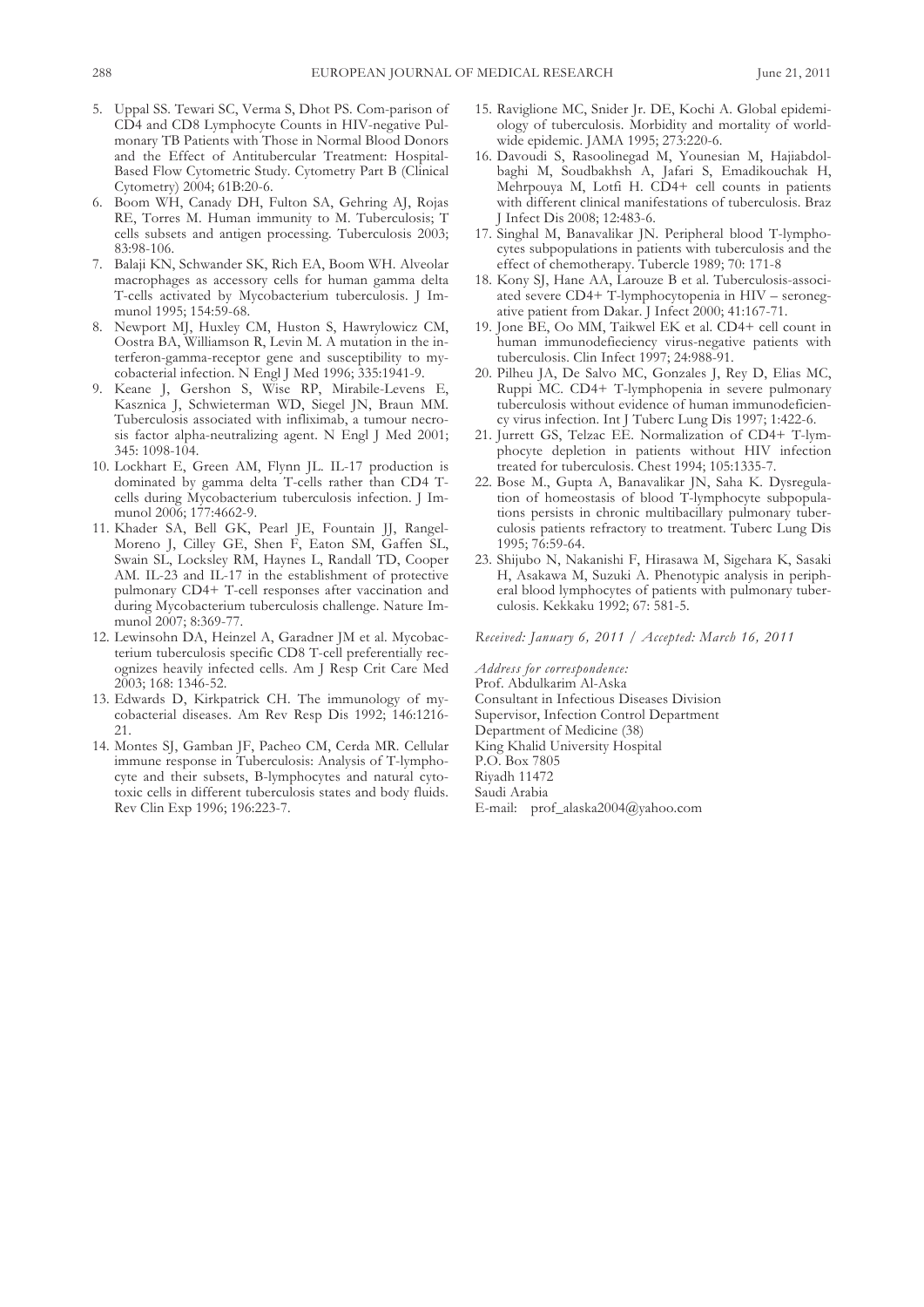5. Uppal SS. Tewari SC, Verma S, Dhot PS. Com-parison of CD4 and CD8 Lymphocyte Counts in HIV-negative Pulmonary TB Patients with Those in Normal Blood Donors and the Effect of Antitubercular Treatment: Hospital-Based Flow Cytometric Study. Cytometry Part B (Clinical Cytometry) 2004; 61B:20-6.
6. Boom WH, Canady DH, Fulton SA, Gehring AJ, Rojas RE, Torres M. Human immunity to M. Tuberculosis; T cells subsets and antigen processing. Tuberculosis 2003; 83:98-106.
7. Balaji KN, Schwander SK, Rich EA, Boom WH. Alveolar macrophages as accessory cells for human gamma delta T-cells activated by Mycobacterium tuberculosis. J Immunol 1995; 154:59-68.
8. Newport MJ, Huxley CM, Huston S, Hawrylowicz CM, Oostra BA, Williamson R, Levin M. A mutation in the interferon-gamma-receptor gene and susceptibility to mycobacterial infection. N Engl J Med 1996; 335:1941-9.
9. Keane J, Gershon S, Wise RP, Mirabile-Levens E, Kasznica J, Schwieterman WD, Siegel JN, Braun MM. Tuberculosis associated with infliximab, a tumour necrosis factor alpha-neutralizing agent. N Engl J Med 2001; 345: 1098-104.
10. Lockhart E, Green AM, Flynn JL. IL-17 production is dominated by gamma delta T-cells rather than CD4 T-cells during Mycobacterium tuberculosis infection. J Immunol 2006; 177:4662-9.
11. Khader SA, Bell GK, Pearl JE, Fountain JJ, Rangel-Moreno J, Cilley GE, Shen F, Eaton SM, Gaffen SL, Swain SL, Locksley RM, Haynes L, Randall TD, Cooper AM. IL-23 and IL-17 in the establishment of protective pulmonary CD4+ T-cell responses after vaccination and during Mycobacterium tuberculosis challenge. Nature Immunol 2007; 8:369-77.
12. Lewinsohn DA, Heinzel A, Garadner JM et al. Mycobacterium tuberculosis specific CD8 T-cell preferentially recognizes heavily infected cells. Am J Resp Crit Care Med 2003; 168: 1346-52.
13. Edwards D, Kirkpatrick CH. The immunology of mycobacterial diseases. Am Rev Resp Dis 1992; 146:1216-21.
14. Montes SJ, Gamban JF, Pacheo CM, Cerda MR. Cellular immune response in Tuberculosis: Analysis of T-lymphocyte and their subsets, B-lymphocytes and natural cytotoxic cells in different tuberculosis states and body fluids. Rev Clin Exp 1996; 196:223-7.
15. Raviglione MC, Snider Jr. DE, Kochi A. Global epidemiology of tuberculosis. Morbidity and mortality of worldwide epidemic. JAMA 1995; 273:220-6.
16. Davoudi S, Rasoolinegad M, Younesian M, Hajiabdolbaghi M, Soudbakhsh A, Jafari S, Emadikouchak H, Mehrpouya M, Lotfi H. CD4+ cell counts in patients with different clinical manifestations of tuberculosis. Braz J Infect Dis 2008; 12:483-6.
17. Singhal M, Banavalikar JN. Peripheral blood T-lymphocytes subpopulations in patients with tuberculosis and the effect of chemotherapy. Tubercle 1989; 70: 171-8
18. Kony SJ, Hane AA, Larouze B et al. Tuberculosis-associated severe CD4+ T-lymphocytopenia in HIV – seronegative patient from Dakar. J Infect 2000; 41:167-71.
19. Jone BE, Oo MM, Taikwel EK et al. CD4+ cell count in human immunodefieciency virus-negative patients with tuberculosis. Clin Infect 1997; 24:988-91.
20. Pilheu JA, De Salvo MC, Gonzales J, Rey D, Elias MC, Ruppi MC. CD4+ T-lymphopenia in severe pulmonary tuberculosis without evidence of human immunodeficiency virus infection. Int J Tuberc Lung Dis 1997; 1:422-6.
21. Jurrett GS, Telzac EE. Normalization of CD4+ T-lymphocyte depletion in patients without HIV infection treated for tuberculosis. Chest 1994; 105:1335-7.
22. Bose M., Gupta A, Banavalikar JN, Saha K. Dysregulation of homeostasis of blood T-lymphocyte subpopulations persists in chronic multibacillary pulmonary tuberculosis patients refractory to treatment. Tuberc Lung Dis 1995; 76:59-64.
23. Shijubo N, Nakanishi F, Hirasawa M, Sigehara K, Sasaki H, Asakawa M, Suzuki A. Phenotypic analysis in peripheral blood lymphocytes of patients with pulmonary tuberculosis. Kekkaku 1992; 67: 581-5.

*Received: January 6, 2011 / Accepted: March 16, 2011*

*Address for correspondence:*
Prof. Abdulkarim Al-Aska
Consultant in Infectious Diseases Division
Supervisor, Infection Control Department
Department of Medicine (38)
King Khalid University Hospital
P.O. Box 7805
Riyadh 11472
Saudi Arabia
E-mail: prof_alaska2004@yahoo.com